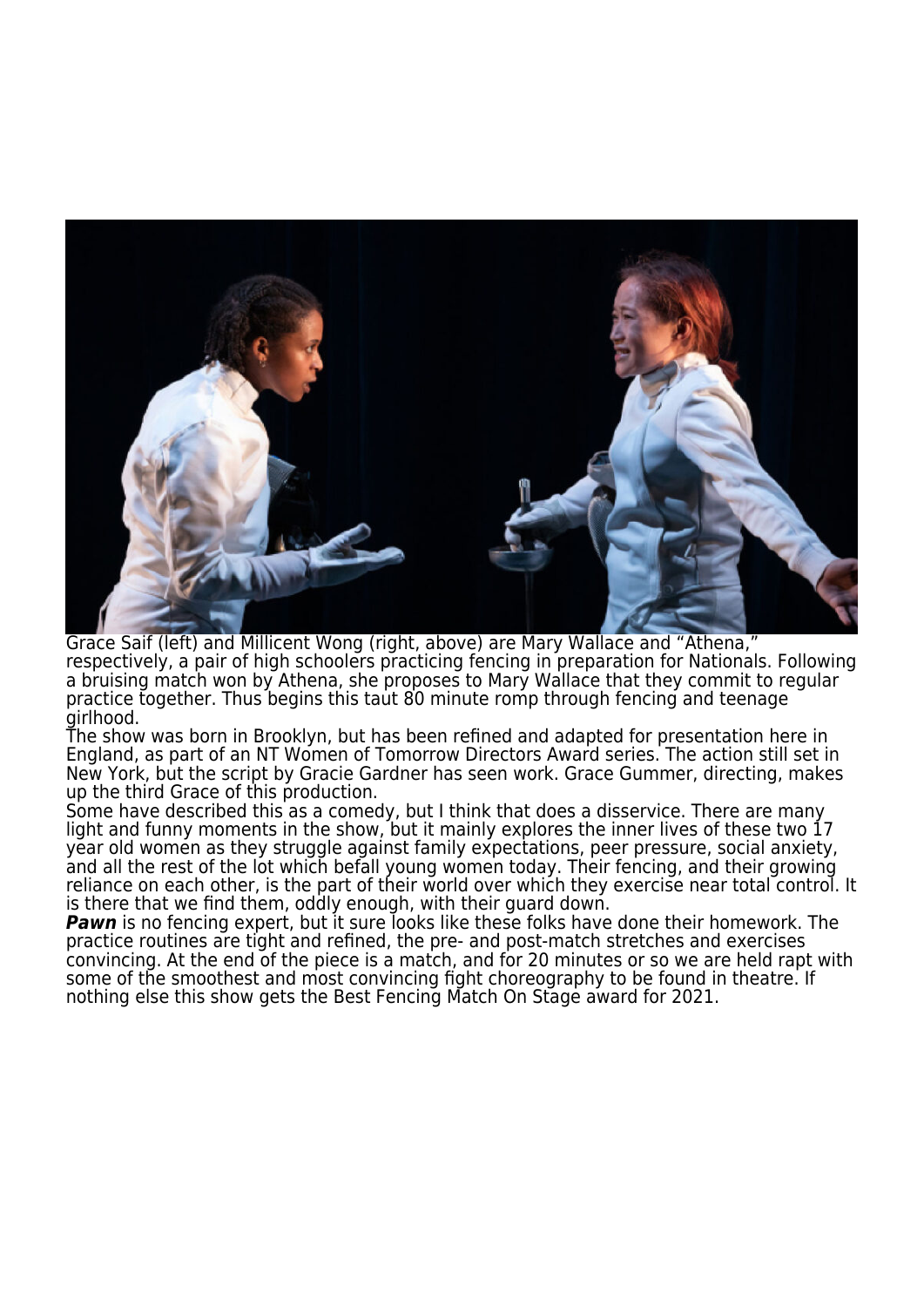Grace Saif (left) and Millicent Wong (right, above) are Mary Wallace and "Athena," respectively, a pair of high schoolers practicing fencing in preparation for Nationals. Following a bruising match won by Athena, she proposes to Mary Wallace that they commit to regular practice together. Thus begins this taut 80 minute romp through fencing and teenage girlhood.

The show was born in Brooklyn, but has been refined and adapted for presentation here in England, as part of an NT Women of Tomorrow Directors Award series. The action still set in New York, but the script by Gracie Gardner has seen work. Grace Gummer, directing, makes up the third Grace of this production.

Some have described this as a comedy, but I think that does a disservice. There are many light and funny moments in the show, but it mainly explores the inner lives of these two 17 year old women as they struggle against family expectations, peer pressure, social anxiety, and all the rest of the lot which befall young women today. Their fencing, and their growing reliance on each other, is the part of their world over which they exercise near total control. It is there that we find them, oddly enough, with their guard down.

***Pawn*** is no fencing expert, but it sure looks like these folks have done their homework. The practice routines are tight and refined, the pre- and post-match stretches and exercises convincing. At the end of the piece is a match, and for 20 minutes or so we are held rapt with some of the smoothest and most convincing fight choreography to be found in theatre. If nothing else this show gets the Best Fencing Match On Stage award for 2021.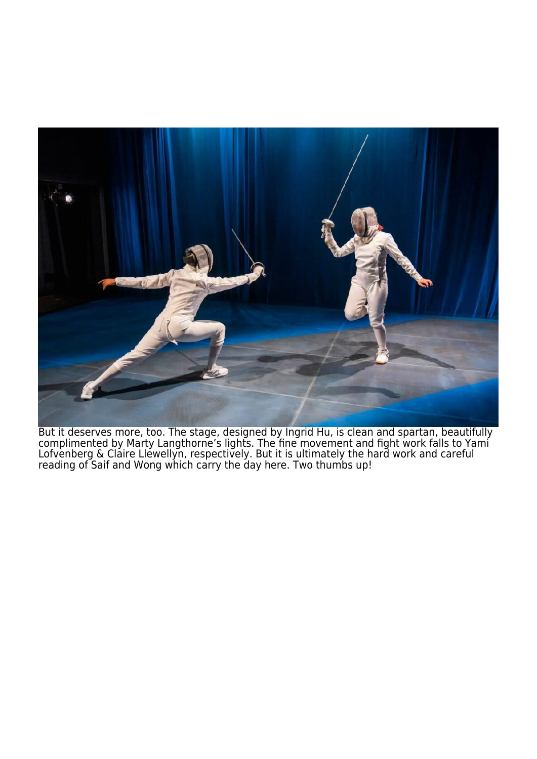But it deserves more, too. The stage, designed by Ingrid Hu, is clean and spartan, beautifully complimented by Marty Langthorne's lights. The fine movement and fight work falls to Yami Lofvenberg & Claire Llewellyn, respectively. But it is ultimately the hard work and careful reading of Saif and Wong which carry the day here. Two thumbs up!